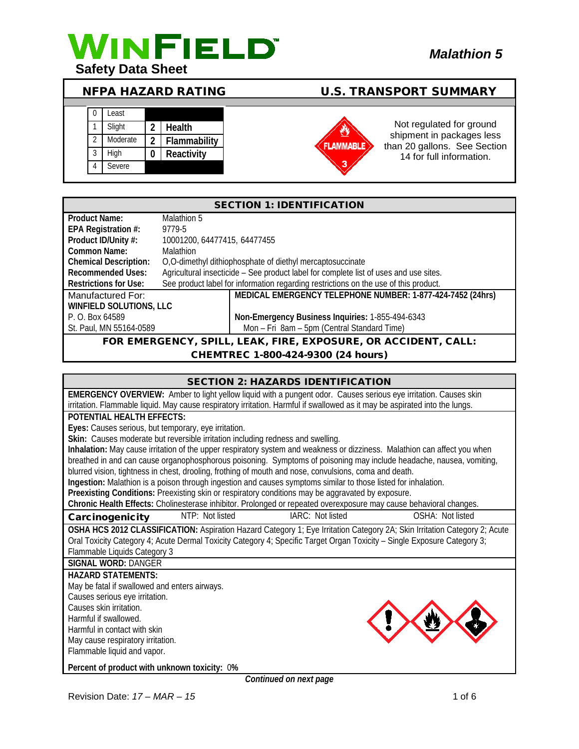# WINFIELD

**Safety Data Sheet**

***Malathion 5***

## NFPA HAZARD RATING

| | | | |
|---|---|---|---|
| 0 | Least | | |
| 1 | Slight | 2 | **Health** |
| 2 | Moderate | 2 | **Flammability** |
| 3 | High | 0 | **Reactivity** |
| 4 | Severe | | |

## U.S. TRANSPORT SUMMARY

FLAMMABLE 3

Not regulated for ground shipment in packages less than 20 gallons. See Section 14 for full information.

## SECTION 1: IDENTIFICATION

| | |
|---|---|
| **Product Name:** | Malathion 5 |
| **EPA Registration #:** | 9779-5 |
| **Product ID/Unity #:** | 10001200, 64477415, 64477455 |
| **Common Name:** | Malathion |
| **Chemical Description:** | O,O-dimethyl dithiophosphate of diethyl mercaptosuccinate |
| **Recommended Uses:** | Agricultural insecticide – See product label for complete list of uses and use sites. |
| **Restrictions for Use:** | See product label for information regarding restrictions on the use of this product. |

| | |
|---|---|
| Manufactured For: | **MEDICAL EMERGENCY TELEPHONE NUMBER: 1-877-424-7452 (24hrs)** |
| **WINFIELD SOLUTIONS, LLC** | |
| P. O. Box 64589 | **Non-Emergency Business Inquiries:** 1-855-494-6343 |
| St. Paul, MN 55164-0589 | Mon – Fri 8am – 5pm (Central Standard Time) |

**FOR EMERGENCY, SPILL, LEAK, FIRE, EXPOSURE, OR ACCIDENT, CALL:**
**CHEMTREC 1-800-424-9300 (24 hours)**

## SECTION 2: HAZARDS IDENTIFICATION

**EMERGENCY OVERVIEW:** Amber to light yellow liquid with a pungent odor. Causes serious eye irritation. Causes skin irritation. Flammable liquid. May cause respiratory irritation. Harmful if swallowed as it may be aspirated into the lungs.

**POTENTIAL HEALTH EFFECTS:**

**Eyes:** Causes serious, but temporary, eye irritation.
**Skin:** Causes moderate but reversible irritation including redness and swelling.
**Inhalation:** May cause irritation of the upper respiratory system and weakness or dizziness. Malathion can affect you when breathed in and can cause organophosphorous poisoning. Symptoms of poisoning may include headache, nausea, vomiting, blurred vision, tightness in chest, drooling, frothing of mouth and nose, convulsions, coma and death.
**Ingestion:** Malathion is a poison through ingestion and causes symptoms similar to those listed for inhalation.
**Preexisting Conditions:** Preexisting skin or respiratory conditions may be aggravated by exposure.
**Chronic Health Effects:** Cholinesterase inhibitor. Prolonged or repeated overexposure may cause behavioral changes.

| **Carcinogenicity** | NTP: Not listed | IARC: Not listed | OSHA: Not listed |
|---|---|---|---|

**OSHA HCS 2012 CLASSIFICATION:** Aspiration Hazard Category 1; Eye Irritation Category 2A; Skin Irritation Category 2; Acute Oral Toxicity Category 4; Acute Dermal Toxicity Category 4; Specific Target Organ Toxicity – Single Exposure Category 3; Flammable Liquids Category 3

**SIGNAL WORD:** DANGER

**HAZARD STATEMENTS:**
May be fatal if swallowed and enters airways.
Causes serious eye irritation.
Causes skin irritation.
Harmful if swallowed.
Harmful in contact with skin
May cause respiratory irritation.
Flammable liquid and vapor.

**Percent of product with unknown toxicity:** 0%

***Continued on next page***

Revision Date: *17 – MAR – 15*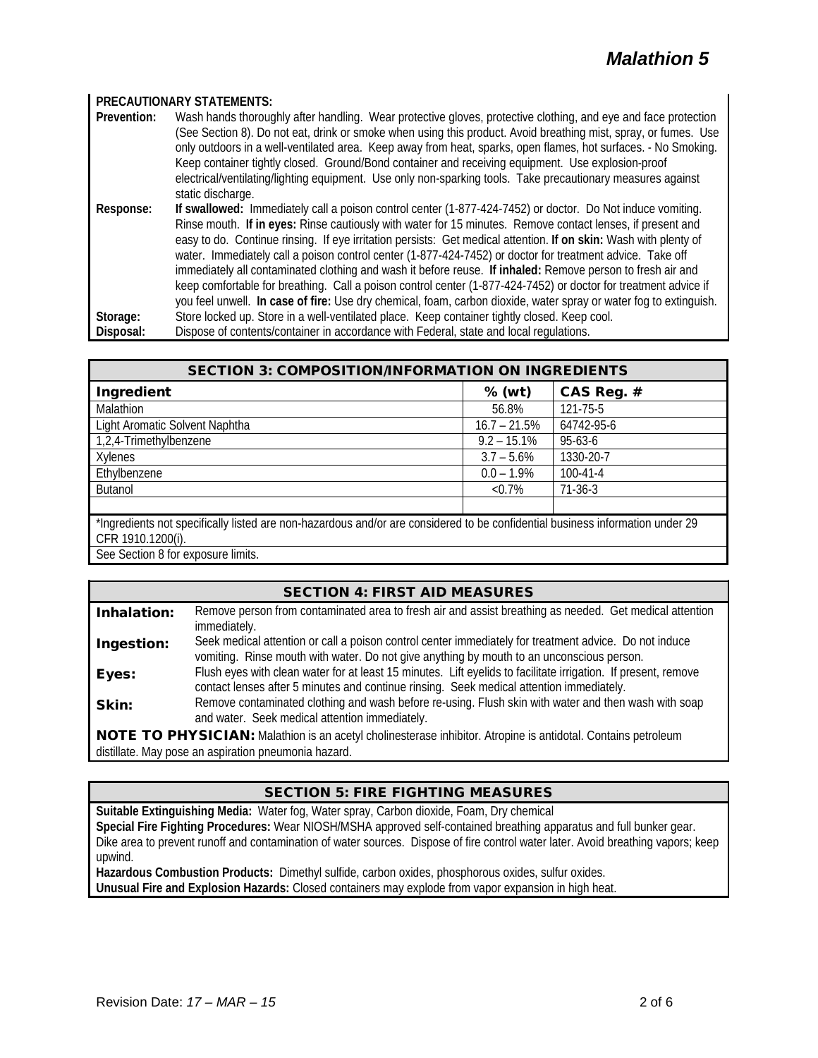**PRECAUTIONARY STATEMENTS:**

**Prevention:** Wash hands thoroughly after handling. Wear protective gloves, protective clothing, and eye and face protection (See Section 8). Do not eat, drink or smoke when using this product. Avoid breathing mist, spray, or fumes. Use only outdoors in a well-ventilated area. Keep away from heat, sparks, open flames, hot surfaces. - No Smoking. Keep container tightly closed. Ground/Bond container and receiving equipment. Use explosion-proof electrical/ventilating/lighting equipment. Use only non-sparking tools. Take precautionary measures against static discharge.

**Response:** **If swallowed:** Immediately call a poison control center (1-877-424-7452) or doctor. Do Not induce vomiting. Rinse mouth. **If in eyes:** Rinse cautiously with water for 15 minutes. Remove contact lenses, if present and easy to do. Continue rinsing. If eye irritation persists: Get medical attention. **If on skin:** Wash with plenty of water. Immediately call a poison control center (1-877-424-7452) or doctor for treatment advice. Take off immediately all contaminated clothing and wash it before reuse. **If inhaled:** Remove person to fresh air and keep comfortable for breathing. Call a poison control center (1-877-424-7452) or doctor for treatment advice if you feel unwell. **In case of fire:** Use dry chemical, foam, carbon dioxide, water spray or water fog to extinguish.

**Storage:** Store locked up. Store in a well-ventilated place. Keep container tightly closed. Keep cool.

**Disposal:** Dispose of contents/container in accordance with Federal, state and local regulations.

## SECTION 3: COMPOSITION/INFORMATION ON INGREDIENTS

| Ingredient | % (wt) | CAS Reg. # |
|---|---|---|
| Malathion | 56.8% | 121-75-5 |
| Light Aromatic Solvent Naphtha | 16.7 – 21.5% | 64742-95-6 |
| 1,2,4-Trimethylbenzene | 9.2 – 15.1% | 95-63-6 |
| Xylenes | 3.7 – 5.6% | 1330-20-7 |
| Ethylbenzene | 0.0 – 1.9% | 100-41-4 |
| Butanol | <0.7% | 71-36-3 |
| | | |

*Ingredients not specifically listed are non-hazardous and/or are considered to be confidential business information under 29 CFR 1910.1200(i).

See Section 8 for exposure limits.

## SECTION 4: FIRST AID MEASURES

**Inhalation:** Remove person from contaminated area to fresh air and assist breathing as needed. Get medical attention immediately.

**Ingestion:** Seek medical attention or call a poison control center immediately for treatment advice. Do not induce vomiting. Rinse mouth with water. Do not give anything by mouth to an unconscious person.

**Eyes:** Flush eyes with clean water for at least 15 minutes. Lift eyelids to facilitate irrigation. If present, remove contact lenses after 5 minutes and continue rinsing. Seek medical attention immediately.

**Skin:** Remove contaminated clothing and wash before re-using. Flush skin with water and then wash with soap and water. Seek medical attention immediately.

**NOTE TO PHYSICIAN:** Malathion is an acetyl cholinesterase inhibitor. Atropine is antidotal. Contains petroleum distillate. May pose an aspiration pneumonia hazard.

## SECTION 5: FIRE FIGHTING MEASURES

**Suitable Extinguishing Media:** Water fog, Water spray, Carbon dioxide, Foam, Dry chemical

**Special Fire Fighting Procedures:** Wear NIOSH/MSHA approved self-contained breathing apparatus and full bunker gear. Dike area to prevent runoff and contamination of water sources. Dispose of fire control water later. Avoid breathing vapors; keep upwind.

**Hazardous Combustion Products:** Dimethyl sulfide, carbon oxides, phosphorous oxides, sulfur oxides.

**Unusual Fire and Explosion Hazards:** Closed containers may explode from vapor expansion in high heat.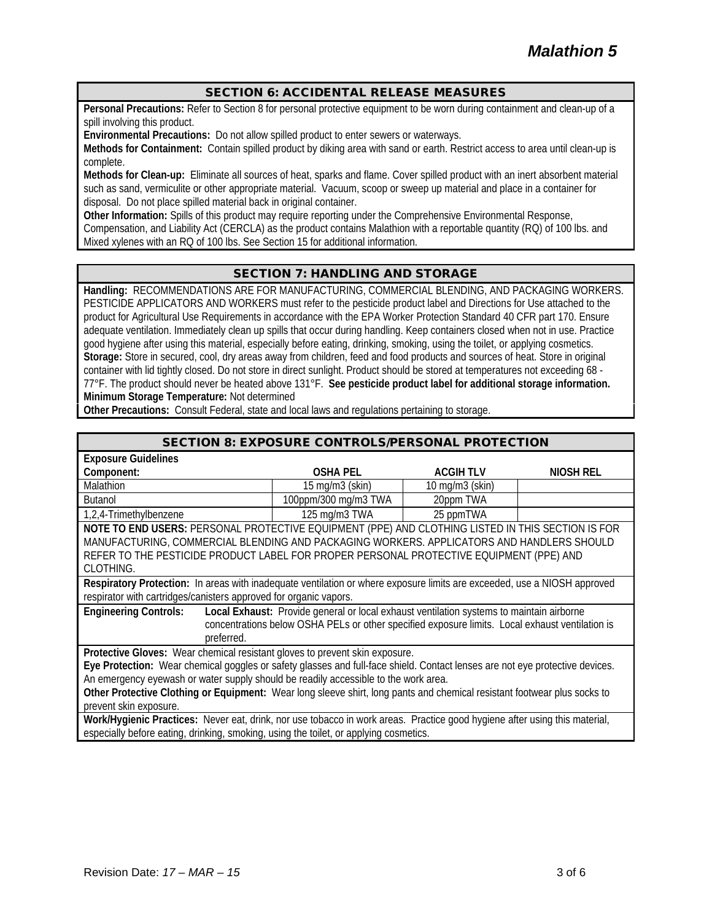## SECTION 6: ACCIDENTAL RELEASE MEASURES

**Personal Precautions:** Refer to Section 8 for personal protective equipment to be worn during containment and clean-up of a spill involving this product.

**Environmental Precautions:** Do not allow spilled product to enter sewers or waterways.

**Methods for Containment:** Contain spilled product by diking area with sand or earth. Restrict access to area until clean-up is complete.

**Methods for Clean-up:** Eliminate all sources of heat, sparks and flame. Cover spilled product with an inert absorbent material such as sand, vermiculite or other appropriate material. Vacuum, scoop or sweep up material and place in a container for disposal. Do not place spilled material back in original container.

**Other Information:** Spills of this product may require reporting under the Comprehensive Environmental Response, Compensation, and Liability Act (CERCLA) as the product contains Malathion with a reportable quantity (RQ) of 100 lbs. and Mixed xylenes with an RQ of 100 lbs. See Section 15 for additional information.

## SECTION 7: HANDLING AND STORAGE

**Handling:** RECOMMENDATIONS ARE FOR MANUFACTURING, COMMERCIAL BLENDING, AND PACKAGING WORKERS. PESTICIDE APPLICATORS AND WORKERS must refer to the pesticide product label and Directions for Use attached to the product for Agricultural Use Requirements in accordance with the EPA Worker Protection Standard 40 CFR part 170. Ensure adequate ventilation. Immediately clean up spills that occur during handling. Keep containers closed when not in use. Practice good hygiene after using this material, especially before eating, drinking, smoking, using the toilet, or applying cosmetics.

**Storage:** Store in secured, cool, dry areas away from children, feed and food products and sources of heat. Store in original container with lid tightly closed. Do not store in direct sunlight. Product should be stored at temperatures not exceeding 68 - 77°F. The product should never be heated above 131°F. **See pesticide product label for additional storage information.**

**Minimum Storage Temperature:** Not determined

**Other Precautions:** Consult Federal, state and local laws and regulations pertaining to storage.

## SECTION 8: EXPOSURE CONTROLS/PERSONAL PROTECTION

**Exposure Guidelines**

| Component: | OSHA PEL | ACGIH TLV | NIOSH REL |
|---|---|---|---|
| Malathion | 15 mg/m3 (skin) | 10 mg/m3 (skin) | |
| Butanol | 100ppm/300 mg/m3 TWA | 20ppm TWA | |
| 1,2,4-Trimethylbenzene | 125 mg/m3 TWA | 25 ppmTWA | |

**NOTE TO END USERS:** PERSONAL PROTECTIVE EQUIPMENT (PPE) AND CLOTHING LISTED IN THIS SECTION IS FOR MANUFACTURING, COMMERCIAL BLENDING AND PACKAGING WORKERS. APPLICATORS AND HANDLERS SHOULD REFER TO THE PESTICIDE PRODUCT LABEL FOR PROPER PERSONAL PROTECTIVE EQUIPMENT (PPE) AND CLOTHING.

**Respiratory Protection:** In areas with inadequate ventilation or where exposure limits are exceeded, use a NIOSH approved respirator with cartridges/canisters approved for organic vapors.

**Engineering Controls:** **Local Exhaust:** Provide general or local exhaust ventilation systems to maintain airborne concentrations below OSHA PELs or other specified exposure limits. Local exhaust ventilation is preferred.

**Protective Gloves:** Wear chemical resistant gloves to prevent skin exposure.

**Eye Protection:** Wear chemical goggles or safety glasses and full-face shield. Contact lenses are not eye protective devices. An emergency eyewash or water supply should be readily accessible to the work area.

**Other Protective Clothing or Equipment:** Wear long sleeve shirt, long pants and chemical resistant footwear plus socks to prevent skin exposure.

**Work/Hygienic Practices:** Never eat, drink, nor use tobacco in work areas. Practice good hygiene after using this material, especially before eating, drinking, smoking, using the toilet, or applying cosmetics.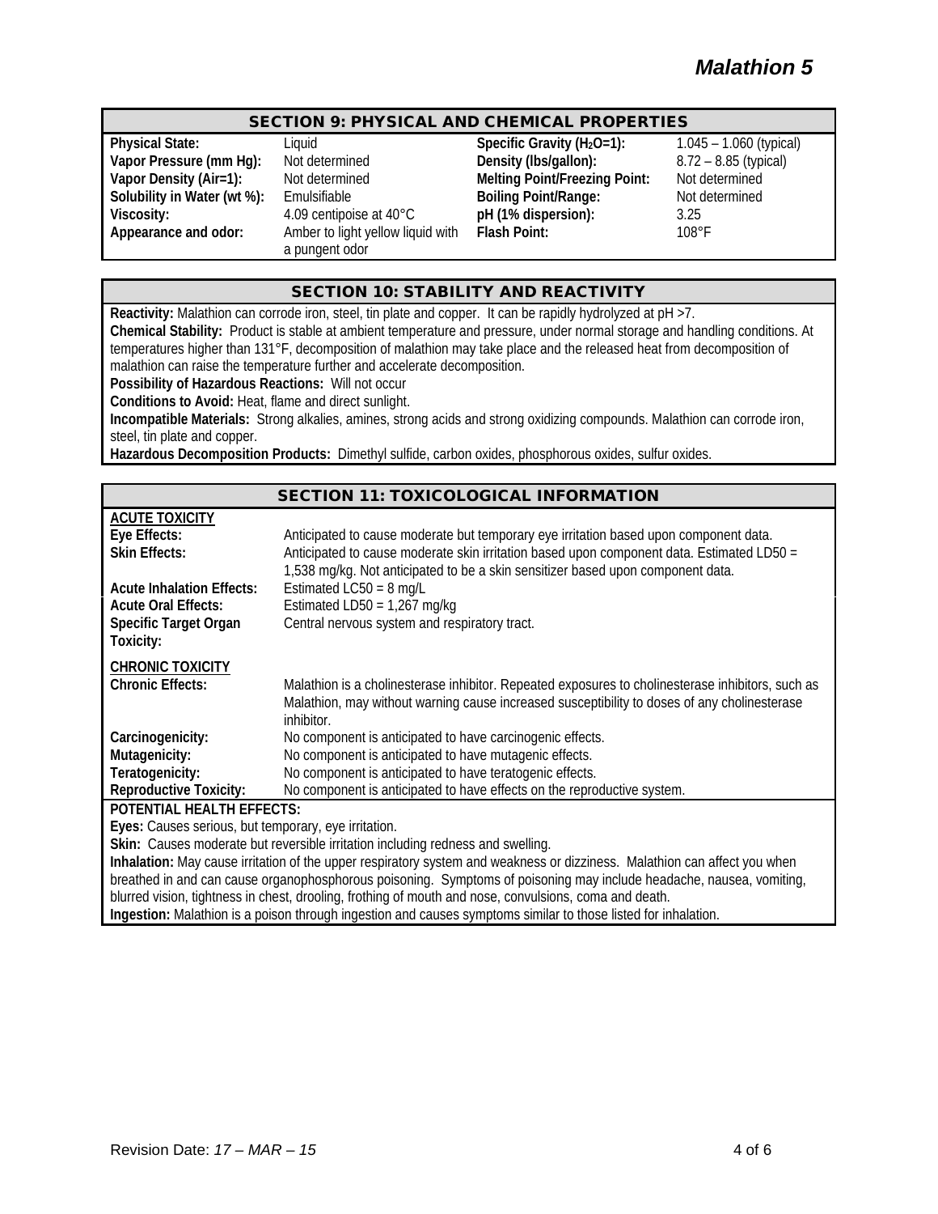## SECTION 9: PHYSICAL AND CHEMICAL PROPERTIES

| | | | |
|---|---|---|---|
| **Physical State:** | Liquid | **Specific Gravity ($H_2O$=1):** | 1.045 – 1.060 (typical) |
| **Vapor Pressure (mm Hg):** | Not determined | **Density (lbs/gallon):** | 8.72 – 8.85 (typical) |
| **Vapor Density (Air=1):** | Not determined | **Melting Point/Freezing Point:** | Not determined |
| **Solubility in Water (wt %):** | Emulsifiable | **Boiling Point/Range:** | Not determined |
| **Viscosity:** | 4.09 centipoise at 40°C | **pH (1% dispersion):** | 3.25 |
| **Appearance and odor:** | Amber to light yellow liquid with a pungent odor | **Flash Point:** | 108°F |

## SECTION 10: STABILITY AND REACTIVITY

**Reactivity:** Malathion can corrode iron, steel, tin plate and copper. It can be rapidly hydrolyzed at pH >7.

**Chemical Stability:** Product is stable at ambient temperature and pressure, under normal storage and handling conditions. At temperatures higher than 131°F, decomposition of malathion may take place and the released heat from decomposition of malathion can raise the temperature further and accelerate decomposition.

**Possibility of Hazardous Reactions:** Will not occur

**Conditions to Avoid:** Heat, flame and direct sunlight.

**Incompatible Materials:** Strong alkalies, amines, strong acids and strong oxidizing compounds. Malathion can corrode iron, steel, tin plate and copper.

**Hazardous Decomposition Products:** Dimethyl sulfide, carbon oxides, phosphorous oxides, sulfur oxides.

## SECTION 11: TOXICOLOGICAL INFORMATION

**ACUTE TOXICITY**

| | |
|---|---|
| **Eye Effects:** | Anticipated to cause moderate but temporary eye irritation based upon component data. |
| **Skin Effects:** | Anticipated to cause moderate skin irritation based upon component data. Estimated LD50 = 1,538 mg/kg. Not anticipated to be a skin sensitizer based upon component data. |
| **Acute Inhalation Effects:** | Estimated LC50 = 8 mg/L |
| **Acute Oral Effects:** | Estimated LD50 = 1,267 mg/kg |
| **Specific Target Organ Toxicity:** | Central nervous system and respiratory tract. |

**CHRONIC TOXICITY**

| | |
|---|---|
| **Chronic Effects:** | Malathion is a cholinesterase inhibitor. Repeated exposures to cholinesterase inhibitors, such as Malathion, may without warning cause increased susceptibility to doses of any cholinesterase inhibitor. |
| **Carcinogenicity:** | No component is anticipated to have carcinogenic effects. |
| **Mutagenicity:** | No component is anticipated to have mutagenic effects. |
| **Teratogenicity:** | No component is anticipated to have teratogenic effects. |
| **Reproductive Toxicity:** | No component is anticipated to have effects on the reproductive system. |

**POTENTIAL HEALTH EFFECTS:**

**Eyes:** Causes serious, but temporary, eye irritation.

**Skin:** Causes moderate but reversible irritation including redness and swelling.

**Inhalation:** May cause irritation of the upper respiratory system and weakness or dizziness. Malathion can affect you when breathed in and can cause organophosphorous poisoning. Symptoms of poisoning may include headache, nausea, vomiting, blurred vision, tightness in chest, drooling, frothing of mouth and nose, convulsions, coma and death.

**Ingestion:** Malathion is a poison through ingestion and causes symptoms similar to those listed for inhalation.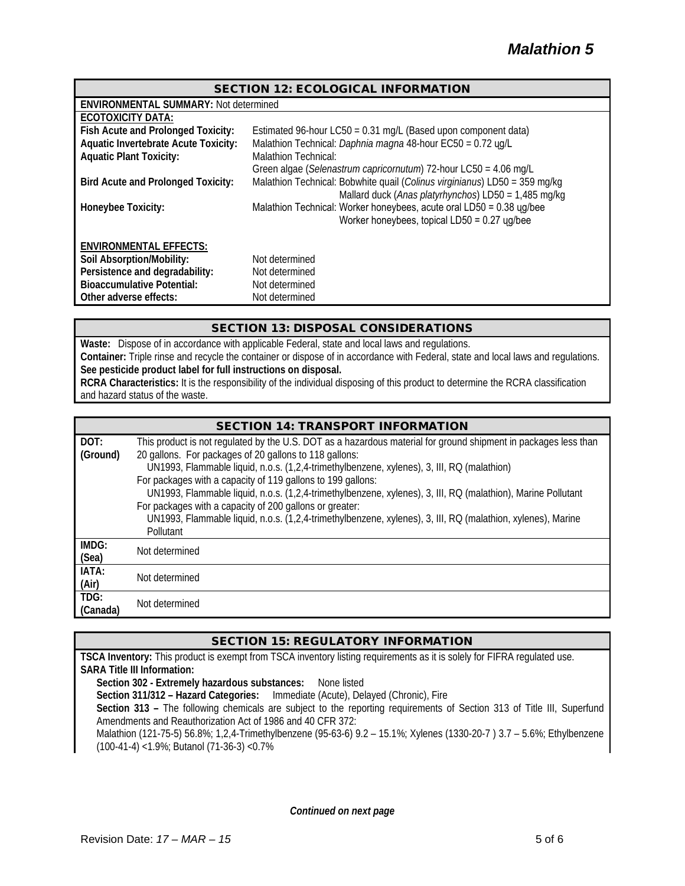## SECTION 12: ECOLOGICAL INFORMATION

**ENVIRONMENTAL SUMMARY:** Not determined

**ECOTOXICITY DATA:**

| | |
|---|---|
| **Fish Acute and Prolonged Toxicity:** | Estimated 96-hour LC50 = 0.31 mg/L (Based upon component data) |
| **Aquatic Invertebrate Acute Toxicity:** | Malathion Technical: *Daphnia magna* 48-hour EC50 = 0.72 ųg/L |
| **Aquatic Plant Toxicity:** | Malathion Technical: Green algae (*Selenastrum capricornutum*) 72-hour LC50 = 4.06 mg/L |
| **Bird Acute and Prolonged Toxicity:** | Malathion Technical: Bobwhite quail (*Colinus virginianus*) LD50 = 359 mg/kg; Mallard duck (*Anas platyrhynchos*) LD50 = 1,485 mg/kg |
| **Honeybee Toxicity:** | Malathion Technical: Worker honeybees, acute oral LD50 = 0.38 ųg/bee; Worker honeybees, topical LD50 = 0.27 ųg/bee |

**ENVIRONMENTAL EFFECTS:**

| | |
|---|---|
| **Soil Absorption/Mobility:** | Not determined |
| **Persistence and degradability:** | Not determined |
| **Bioaccumulative Potential:** | Not determined |
| **Other adverse effects:** | Not determined |

## SECTION 13: DISPOSAL CONSIDERATIONS

**Waste:** Dispose of in accordance with applicable Federal, state and local laws and regulations.

**Container:** Triple rinse and recycle the container or dispose of in accordance with Federal, state and local laws and regulations.

**See pesticide product label for full instructions on disposal.**

**RCRA Characteristics:** It is the responsibility of the individual disposing of this product to determine the RCRA classification and hazard status of the waste.

## SECTION 14: TRANSPORT INFORMATION

| | |
|---|---|
| **DOT: (Ground)** | This product is not regulated by the U.S. DOT as a hazardous material for ground shipment in packages less than 20 gallons. For packages of 20 gallons to 118 gallons: UN1993, Flammable liquid, n.o.s. (1,2,4-trimethylbenzene, xylenes), 3, III, RQ (malathion) For packages with a capacity of 119 gallons to 199 gallons: UN1993, Flammable liquid, n.o.s. (1,2,4-trimethylbenzene, xylenes), 3, III, RQ (malathion), Marine Pollutant For packages with a capacity of 200 gallons or greater: UN1993, Flammable liquid, n.o.s. (1,2,4-trimethylbenzene, xylenes), 3, III, RQ (malathion, xylenes), Marine Pollutant |
| **IMDG: (Sea)** | Not determined |
| **IATA: (Air)** | Not determined |
| **TDG: (Canada)** | Not determined |

## SECTION 15: REGULATORY INFORMATION

**TSCA Inventory:** This product is exempt from TSCA inventory listing requirements as it is solely for FIFRA regulated use.

**SARA Title III Information:**

**Section 302 - Extremely hazardous substances:** None listed

**Section 311/312 – Hazard Categories:** Immediate (Acute), Delayed (Chronic), Fire

**Section 313 –** The following chemicals are subject to the reporting requirements of Section 313 of Title III, Superfund Amendments and Reauthorization Act of 1986 and 40 CFR 372:

Malathion (121-75-5) 56.8%; 1,2,4-Trimethylbenzene (95-63-6) 9.2 – 15.1%; Xylenes (1330-20-7 ) 3.7 – 5.6%; Ethylbenzene (100-41-4) <1.9%; Butanol (71-36-3) <0.7%

*Continued on next page*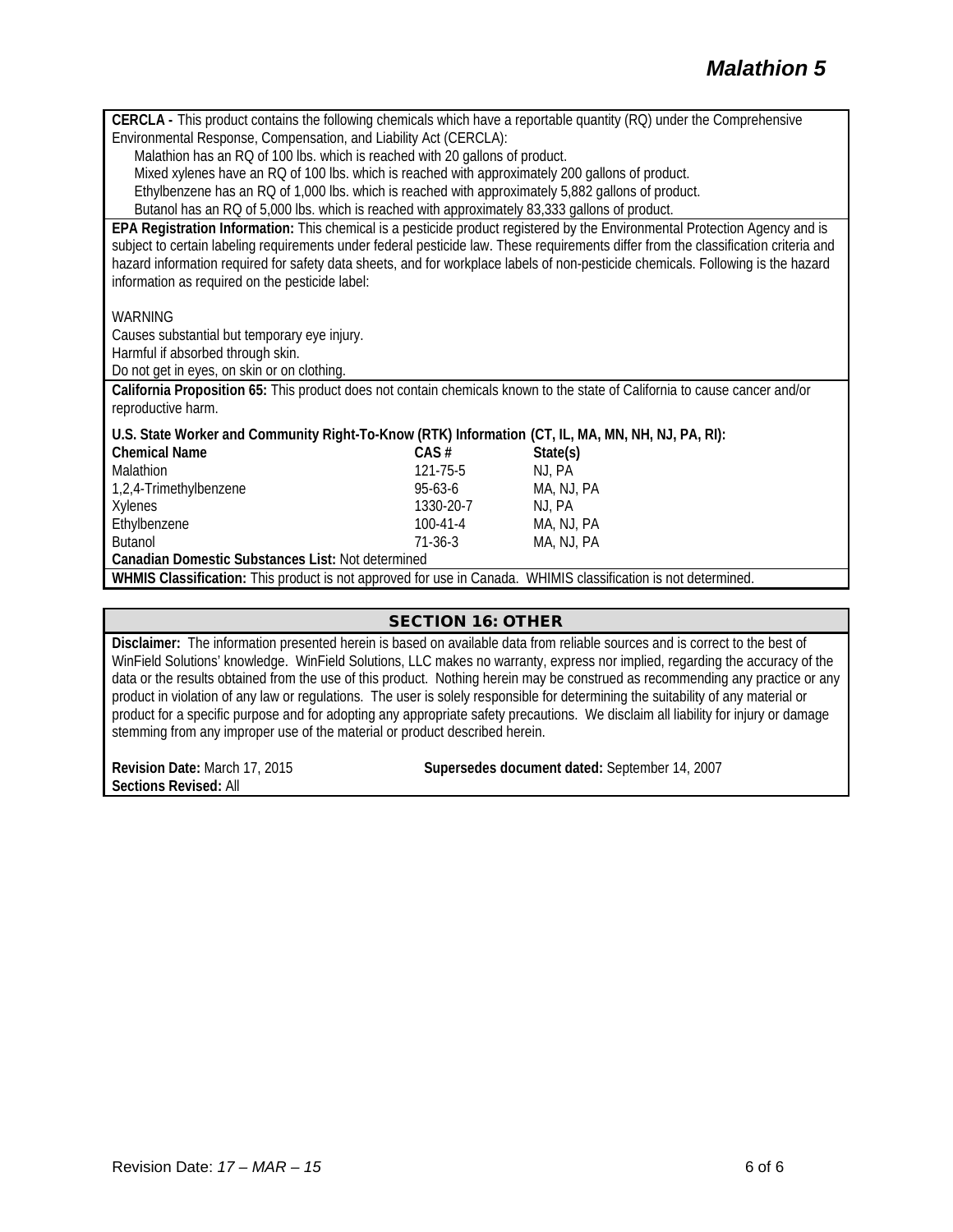**CERCLA -** This product contains the following chemicals which have a reportable quantity (RQ) under the Comprehensive Environmental Response, Compensation, and Liability Act (CERCLA):

Malathion has an RQ of 100 lbs. which is reached with 20 gallons of product.
Mixed xylenes have an RQ of 100 lbs. which is reached with approximately 200 gallons of product.
Ethylbenzene has an RQ of 1,000 lbs. which is reached with approximately 5,882 gallons of product.
Butanol has an RQ of 5,000 lbs. which is reached with approximately 83,333 gallons of product.

**EPA Registration Information:** This chemical is a pesticide product registered by the Environmental Protection Agency and is subject to certain labeling requirements under federal pesticide law. These requirements differ from the classification criteria and hazard information required for safety data sheets, and for workplace labels of non-pesticide chemicals. Following is the hazard information as required on the pesticide label:

WARNING
Causes substantial but temporary eye injury.
Harmful if absorbed through skin.
Do not get in eyes, on skin or on clothing.

**California Proposition 65:** This product does not contain chemicals known to the state of California to cause cancer and/or reproductive harm.

**U.S. State Worker and Community Right-To-Know (RTK) Information (CT, IL, MA, MN, NH, NJ, PA, RI):**

| Chemical Name | CAS # | State(s) |
|---|---|---|
| Malathion | 121-75-5 | NJ, PA |
| 1,2,4-Trimethylbenzene | 95-63-6 | MA, NJ, PA |
| Xylenes | 1330-20-7 | NJ, PA |
| Ethylbenzene | 100-41-4 | MA, NJ, PA |
| Butanol | 71-36-3 | MA, NJ, PA |

**Canadian Domestic Substances List:** Not determined

**WHMIS Classification:** This product is not approved for use in Canada. WHMIS classification is not determined.

## SECTION 16: OTHER

**Disclaimer:** The information presented herein is based on available data from reliable sources and is correct to the best of WinField Solutions' knowledge. WinField Solutions, LLC makes no warranty, express nor implied, regarding the accuracy of the data or the results obtained from the use of this product. Nothing herein may be construed as recommending any practice or any product in violation of any law or regulations. The user is solely responsible for determining the suitability of any material or product for a specific purpose and for adopting any appropriate safety precautions. We disclaim all liability for injury or damage stemming from any improper use of the material or product described herein.

**Revision Date:** March 17, 2015 **Supersedes document dated:** September 14, 2007
**Sections Revised:** All